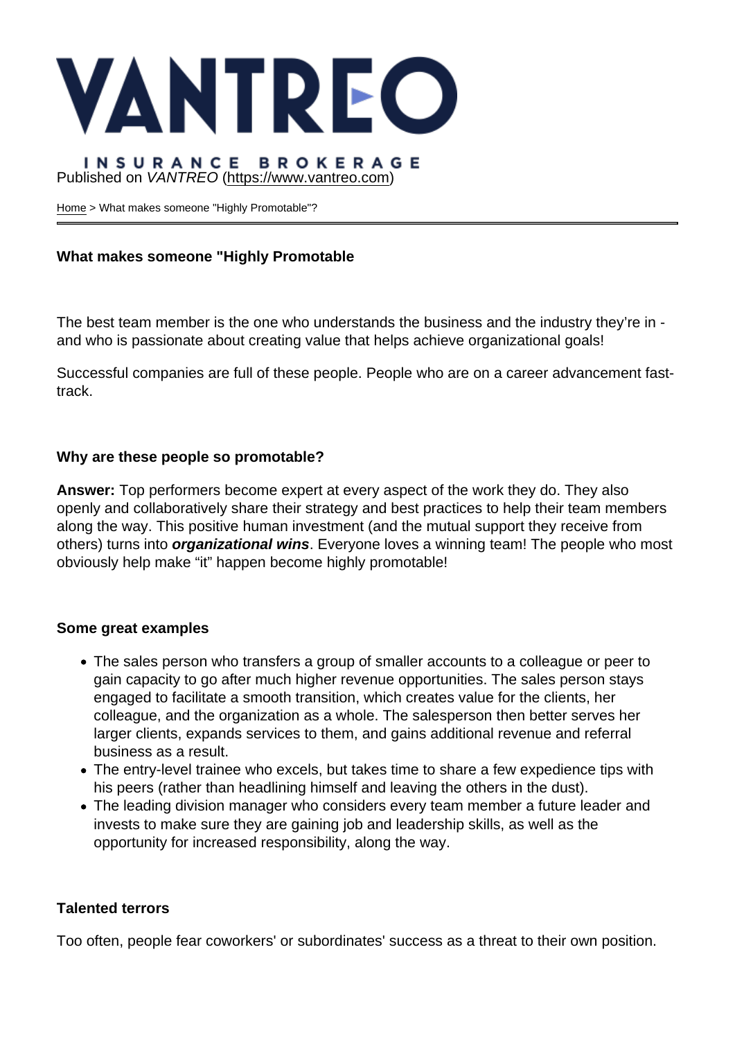VANTREO

INSURANCE BROKERAGE

Published on *VANTREO* (https://www.vantreo.com)

Home > What makes someone "Highly Promotable"?

## What makes someone "Highly Promotable

The best team member is the one who understands the business and the industry they're in - and who is passionate about creating value that helps achieve organizational goals!

Successful companies are full of these people. People who are on a career advancement fast-track.

### Why are these people so promotable?

**Answer:** Top performers become expert at every aspect of the work they do. They also openly and collaboratively share their strategy and best practices to help their team members along the way. This positive human investment (and the mutual support they receive from others) turns into ***organizational wins***. Everyone loves a winning team! The people who most obviously help make "it" happen become highly promotable!

### Some great examples

- The sales person who transfers a group of smaller accounts to a colleague or peer to gain capacity to go after much higher revenue opportunities. The sales person stays engaged to facilitate a smooth transition, which creates value for the clients, her colleague, and the organization as a whole. The salesperson then better serves her larger clients, expands services to them, and gains additional revenue and referral business as a result.
- The entry-level trainee who excels, but takes time to share a few expedience tips with his peers (rather than headlining himself and leaving the others in the dust).
- The leading division manager who considers every team member a future leader and invests to make sure they are gaining job and leadership skills, as well as the opportunity for increased responsibility, along the way.

### Talented terrors

Too often, people fear coworkers' or subordinates' success as a threat to their own position.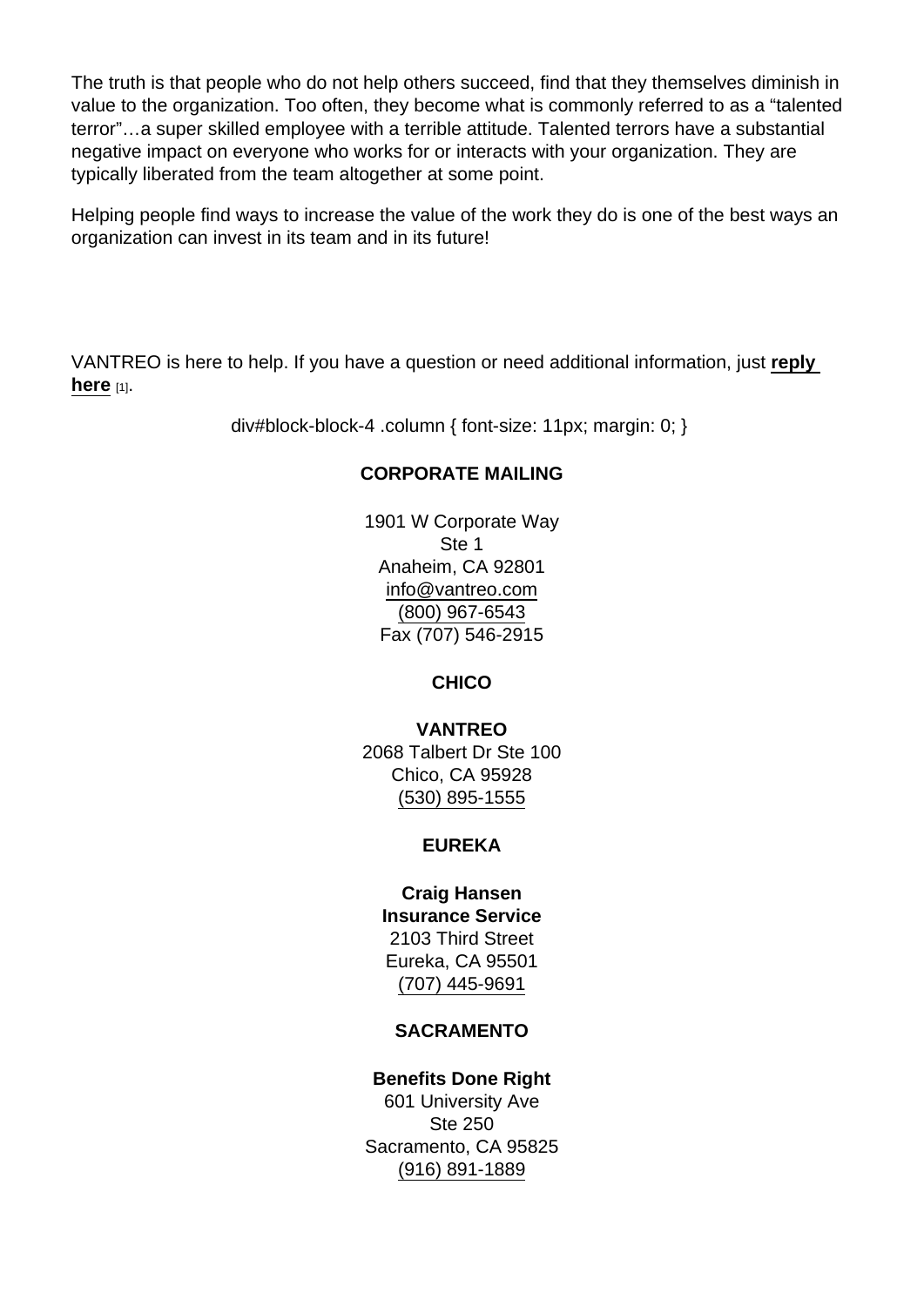The truth is that people who do not help others succeed, find that they themselves diminish in value to the organization. Too often, they become what is commonly referred to as a "talented terror"…a super skilled employee with a terrible attitude. Talented terrors have a substantial negative impact on everyone who works for or interacts with your organization. They are typically liberated from the team altogether at some point.

Helping people find ways to increase the value of the work they do is one of the best ways an organization can invest in its team and in its future!

VANTREO is here to help. If you have a question or need additional information, just **reply here** [1].

div#block-block-4 .column { font-size: 11px; margin: 0; }

**CORPORATE MAILING**

1901 W Corporate Way
Ste 1
Anaheim, CA 92801
info@vantreo.com
(800) 967-6543
Fax (707) 546-2915

**CHICO**

**VANTREO**
2068 Talbert Dr Ste 100
Chico, CA 95928
(530) 895-1555

**EUREKA**

**Craig Hansen
Insurance Service**
2103 Third Street
Eureka, CA 95501
(707) 445-9691

**SACRAMENTO**

**Benefits Done Right**
601 University Ave
Ste 250
Sacramento, CA 95825
(916) 891-1889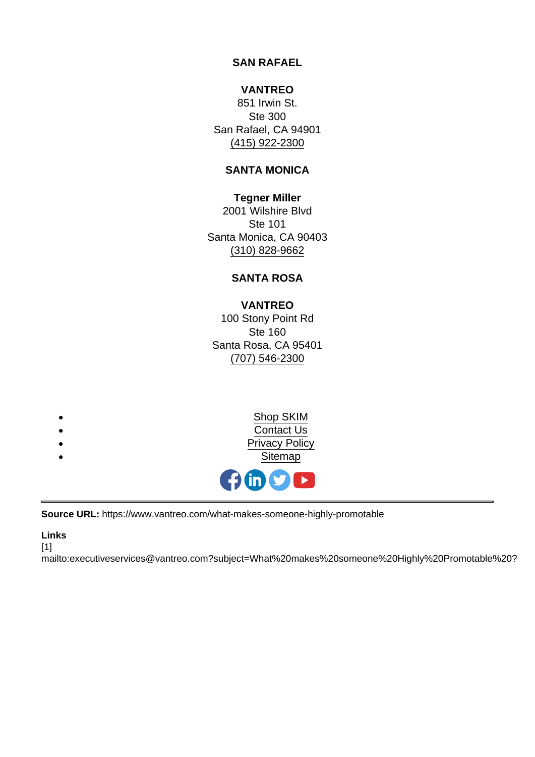**SAN RAFAEL**

**VANTREO**
851 Irwin St.
Ste 300
San Rafael, CA 94901
(415) 922-2300

**SANTA MONICA**

**Tegner Miller**
2001 Wilshire Blvd
Ste 101
Santa Monica, CA 90403
(310) 828-9662

**SANTA ROSA**

**VANTREO**
100 Stony Point Rd
Ste 160
Santa Rosa, CA 95401
(707) 546-2300

- Shop SKIM
- Contact Us
- Privacy Policy
- Sitemap

---

**Source URL:** https://www.vantreo.com/what-makes-someone-highly-promotable

**Links**
[1] mailto:executiveservices@vantreo.com?subject=What%20makes%20someone%20Highly%20Promotable%20?